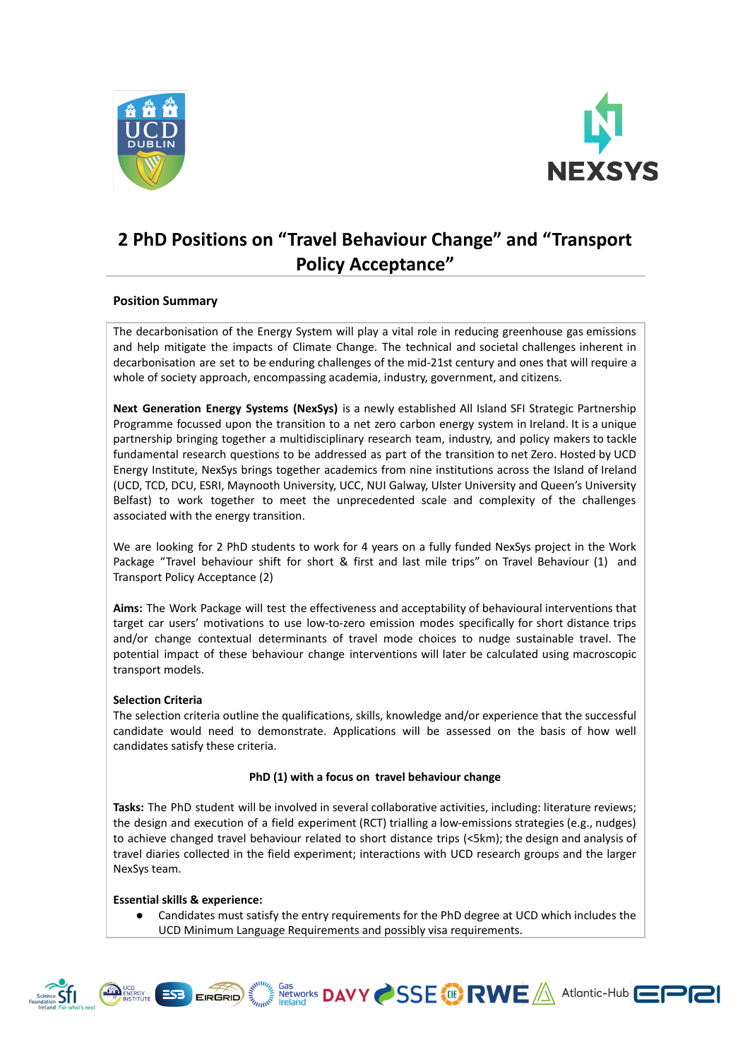# 2 PhD Positions on "Travel Behaviour Change" and "Transport Policy Acceptance"

## Position Summary

The decarbonisation of the Energy System will play a vital role in reducing greenhouse gas emissions and help mitigate the impacts of Climate Change. The technical and societal challenges inherent in decarbonisation are set to be enduring challenges of the mid-21st century and ones that will require a whole of society approach, encompassing academia, industry, government, and citizens.

**Next Generation Energy Systems (NexSys)** is a newly established All Island SFI Strategic Partnership Programme focussed upon the transition to a net zero carbon energy system in Ireland. It is a unique partnership bringing together a multidisciplinary research team, industry, and policy makers to tackle fundamental research questions to be addressed as part of the transition to net Zero. Hosted by UCD Energy Institute, NexSys brings together academics from nine institutions across the Island of Ireland (UCD, TCD, DCU, ESRI, Maynooth University, UCC, NUI Galway, Ulster University and Queen's University Belfast) to work together to meet the unprecedented scale and complexity of the challenges associated with the energy transition.

We are looking for 2 PhD students to work for 4 years on a fully funded NexSys project in the Work Package "Travel behaviour shift for short & first and last mile trips" on Travel Behaviour (1) and Transport Policy Acceptance (2)

**Aims:** The Work Package will test the effectiveness and acceptability of behavioural interventions that target car users' motivations to use low-to-zero emission modes specifically for short distance trips and/or change contextual determinants of travel mode choices to nudge sustainable travel. The potential impact of these behaviour change interventions will later be calculated using macroscopic transport models.

**Selection Criteria**

The selection criteria outline the qualifications, skills, knowledge and/or experience that the successful candidate would need to demonstrate. Applications will be assessed on the basis of how well candidates satisfy these criteria.

**PhD (1) with a focus on travel behaviour change**

**Tasks:** The PhD student will be involved in several collaborative activities, including: literature reviews; the design and execution of a field experiment (RCT) trialling a low-emissions strategies (e.g., nudges) to achieve changed travel behaviour related to short distance trips (<5km); the design and analysis of travel diaries collected in the field experiment; interactions with UCD research groups and the larger NexSys team.

**Essential skills & experience:**

- Candidates must satisfy the entry requirements for the PhD degree at UCD which includes the UCD Minimum Language Requirements and possibly visa requirements.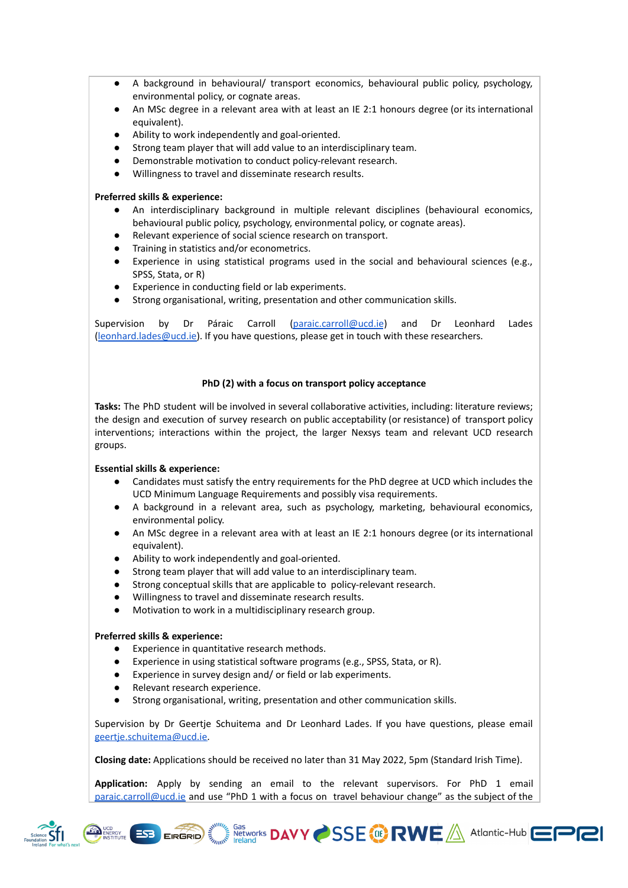- A background in behavioural/ transport economics, behavioural public policy, psychology, environmental policy, or cognate areas.
- An MSc degree in a relevant area with at least an IE 2:1 honours degree (or its international equivalent).
- Ability to work independently and goal-oriented.
- Strong team player that will add value to an interdisciplinary team.
- Demonstrable motivation to conduct policy-relevant research.
- Willingness to travel and disseminate research results.

**Preferred skills & experience:**

- An interdisciplinary background in multiple relevant disciplines (behavioural economics, behavioural public policy, psychology, environmental policy, or cognate areas).
- Relevant experience of social science research on transport.
- Training in statistics and/or econometrics.
- Experience in using statistical programs used in the social and behavioural sciences (e.g., SPSS, Stata, or R)
- Experience in conducting field or lab experiments.
- Strong organisational, writing, presentation and other communication skills.

Supervision by Dr Páraic Carroll (paraic.carroll@ucd.ie) and Dr Leonhard Lades (leonhard.lades@ucd.ie). If you have questions, please get in touch with these researchers.

### PhD (2) with a focus on transport policy acceptance

**Tasks:** The PhD student will be involved in several collaborative activities, including: literature reviews; the design and execution of survey research on public acceptability (or resistance) of transport policy interventions; interactions within the project, the larger Nexsys team and relevant UCD research groups.

**Essential skills & experience:**

- Candidates must satisfy the entry requirements for the PhD degree at UCD which includes the UCD Minimum Language Requirements and possibly visa requirements.
- A background in a relevant area, such as psychology, marketing, behavioural economics, environmental policy.
- An MSc degree in a relevant area with at least an IE 2:1 honours degree (or its international equivalent).
- Ability to work independently and goal-oriented.
- Strong team player that will add value to an interdisciplinary team.
- Strong conceptual skills that are applicable to policy-relevant research.
- Willingness to travel and disseminate research results.
- Motivation to work in a multidisciplinary research group.

**Preferred skills & experience:**

- Experience in quantitative research methods.
- Experience in using statistical software programs (e.g., SPSS, Stata, or R).
- Experience in survey design and/ or field or lab experiments.
- Relevant research experience.
- Strong organisational, writing, presentation and other communication skills.

Supervision by Dr Geertje Schuitema and Dr Leonhard Lades. If you have questions, please email geertje.schuitema@ucd.ie.

**Closing date:** Applications should be received no later than 31 May 2022, 5pm (Standard Irish Time).

**Application:** Apply by sending an email to the relevant supervisors. For PhD 1 email paraic.carroll@ucd.ie and use "PhD 1 with a focus on travel behaviour change" as the subject of the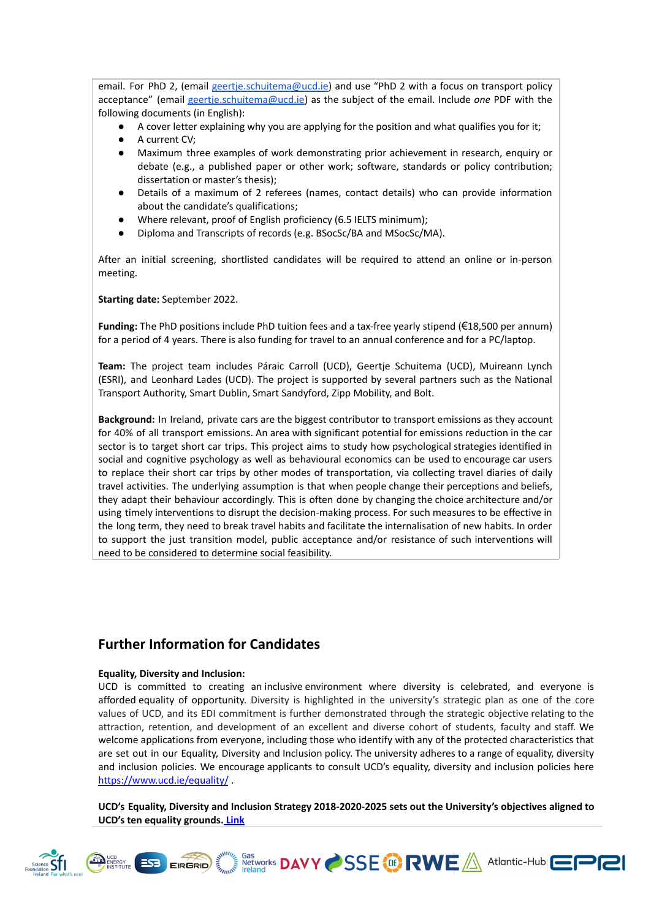email. For PhD 2, (email geertje.schuitema@ucd.ie) and use "PhD 2 with a focus on transport policy acceptance" (email geertje.schuitema@ucd.ie) as the subject of the email. Include *one* PDF with the following documents (in English):

- A cover letter explaining why you are applying for the position and what qualifies you for it;
- A current CV;
- Maximum three examples of work demonstrating prior achievement in research, enquiry or debate (e.g., a published paper or other work; software, standards or policy contribution; dissertation or master's thesis);
- Details of a maximum of 2 referees (names, contact details) who can provide information about the candidate's qualifications;
- Where relevant, proof of English proficiency (6.5 IELTS minimum);
- Diploma and Transcripts of records (e.g. BSocSc/BA and MSocSc/MA).

After an initial screening, shortlisted candidates will be required to attend an online or in-person meeting.

**Starting date:** September 2022.

**Funding:** The PhD positions include PhD tuition fees and a tax-free yearly stipend (€18,500 per annum) for a period of 4 years. There is also funding for travel to an annual conference and for a PC/laptop.

**Team:** The project team includes Páraic Carroll (UCD), Geertje Schuitema (UCD), Muireann Lynch (ESRI), and Leonhard Lades (UCD). The project is supported by several partners such as the National Transport Authority, Smart Dublin, Smart Sandyford, Zipp Mobility, and Bolt.

**Background:** In Ireland, private cars are the biggest contributor to transport emissions as they account for 40% of all transport emissions. An area with significant potential for emissions reduction in the car sector is to target short car trips. This project aims to study how psychological strategies identified in social and cognitive psychology as well as behavioural economics can be used to encourage car users to replace their short car trips by other modes of transportation, via collecting travel diaries of daily travel activities. The underlying assumption is that when people change their perceptions and beliefs, they adapt their behaviour accordingly. This is often done by changing the choice architecture and/or using timely interventions to disrupt the decision-making process. For such measures to be effective in the long term, they need to break travel habits and facilitate the internalisation of new habits. In order to support the just transition model, public acceptance and/or resistance of such interventions will need to be considered to determine social feasibility.

## Further Information for Candidates

**Equality, Diversity and Inclusion:**
UCD is committed to creating an inclusive environment where diversity is celebrated, and everyone is afforded equality of opportunity. Diversity is highlighted in the university's strategic plan as one of the core values of UCD, and its EDI commitment is further demonstrated through the strategic objective relating to the attraction, retention, and development of an excellent and diverse cohort of students, faculty and staff. We welcome applications from everyone, including those who identify with any of the protected characteristics that are set out in our Equality, Diversity and Inclusion policy. The university adheres to a range of equality, diversity and inclusion policies. We encourage applicants to consult UCD's equality, diversity and inclusion policies here https://www.ucd.ie/equality/ .

**UCD's Equality, Diversity and Inclusion Strategy 2018-2020-2025 sets out the University's objectives aligned to UCD's ten equality grounds. Link**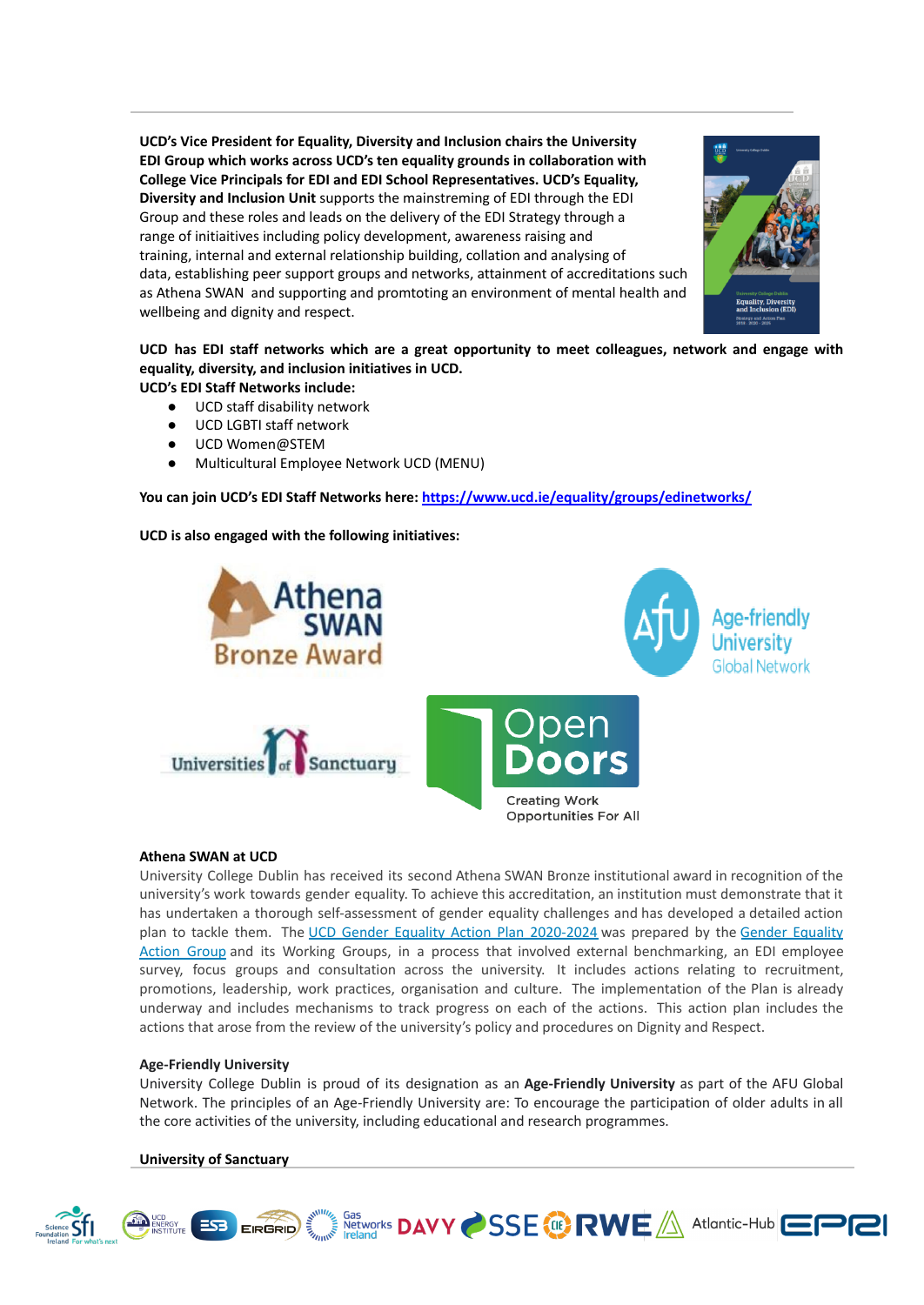**UCD's Vice President for Equality, Diversity and Inclusion chairs the University EDI Group which works across UCD's ten equality grounds in collaboration with College Vice Principals for EDI and EDI School Representatives. UCD's Equality, Diversity and Inclusion Unit** supports the mainstreming of EDI through the EDI Group and these roles and leads on the delivery of the EDI Strategy through a range of initiaitives including policy development, awareness raising and training, internal and external relationship building, collation and analysing of data, establishing peer support groups and networks, attainment of accreditations such as Athena SWAN and supporting and promtoting an environment of mental health and wellbeing and dignity and respect.

**UCD has EDI staff networks which are a great opportunity to meet colleagues, network and engage with equality, diversity, and inclusion initiatives in UCD.**
**UCD's EDI Staff Networks include:**

- UCD staff disability network
- UCD LGBTI staff network
- UCD Women@STEM
- Multicultural Employee Network UCD (MENU)

**You can join UCD's EDI Staff Networks here:** https://www.ucd.ie/equality/groups/edinetworks/

**UCD is also engaged with the following initiatives:**

Athena SWAN Bronze Award

Age-friendly University Global Network

Universities of Sanctuary

Open Doors – Creating Work Opportunities For All

**Athena SWAN at UCD**
University College Dublin has received its second Athena SWAN Bronze institutional award in recognition of the university's work towards gender equality. To achieve this accreditation, an institution must demonstrate that it has undertaken a thorough self-assessment of gender equality challenges and has developed a detailed action plan to tackle them. The UCD Gender Equality Action Plan 2020-2024 was prepared by the Gender Equality Action Group and its Working Groups, in a process that involved external benchmarking, an EDI employee survey, focus groups and consultation across the university. It includes actions relating to recruitment, promotions, leadership, work practices, organisation and culture. The implementation of the Plan is already underway and includes mechanisms to track progress on each of the actions. This action plan includes the actions that arose from the review of the university's policy and procedures on Dignity and Respect.

**Age-Friendly University**
University College Dublin is proud of its designation as an **Age-Friendly University** as part of the AFU Global Network. The principles of an Age-Friendly University are: To encourage the participation of older adults in all the core activities of the university, including educational and research programmes.

**University of Sanctuary**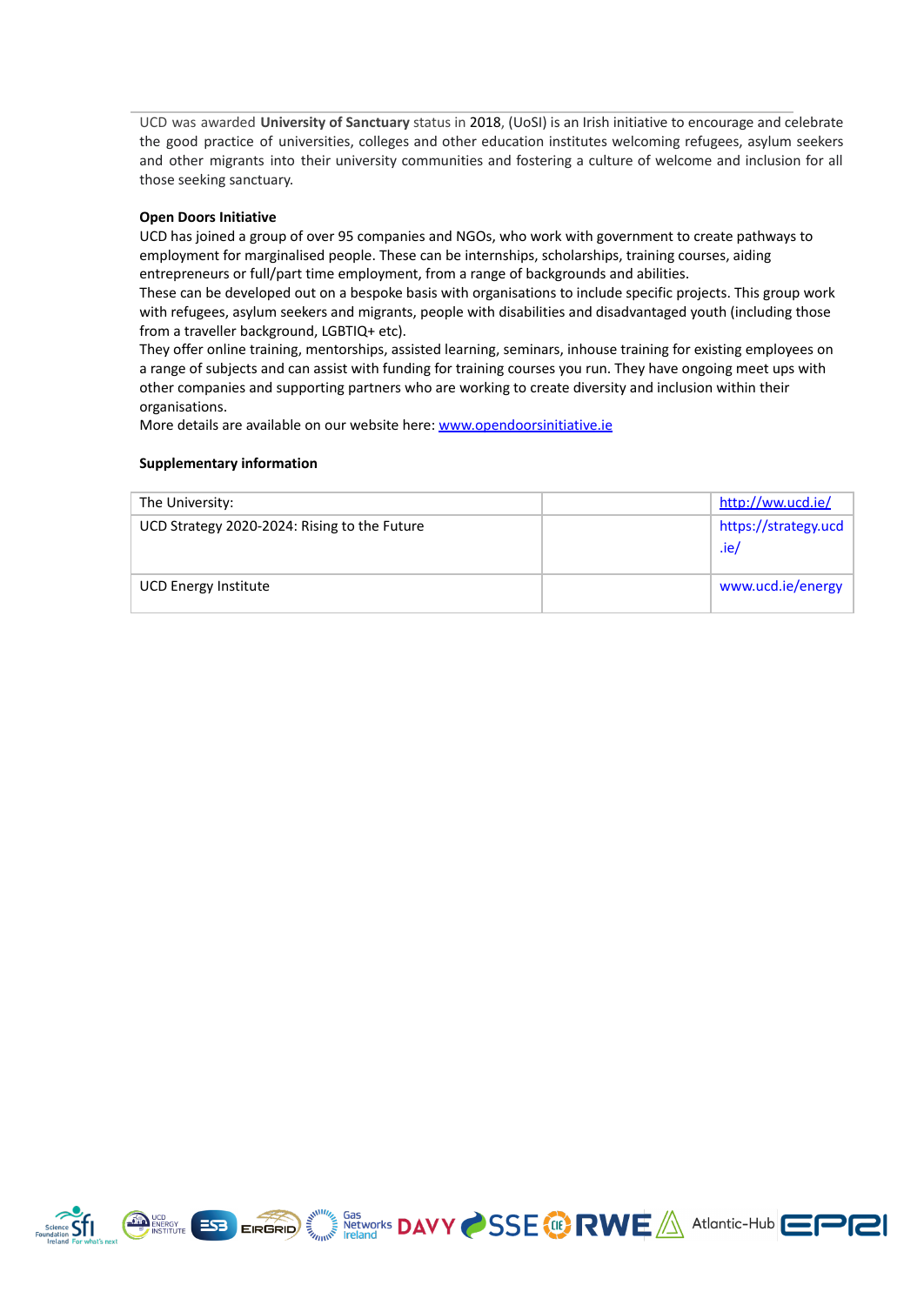UCD was awarded **University of Sanctuary** status in 2018, (UoSI) is an Irish initiative to encourage and celebrate the good practice of universities, colleges and other education institutes welcoming refugees, asylum seekers and other migrants into their university communities and fostering a culture of welcome and inclusion for all those seeking sanctuary.

**Open Doors Initiative**

UCD has joined a group of over 95 companies and NGOs, who work with government to create pathways to employment for marginalised people. These can be internships, scholarships, training courses, aiding entrepreneurs or full/part time employment, from a range of backgrounds and abilities.
These can be developed out on a bespoke basis with organisations to include specific projects. This group work with refugees, asylum seekers and migrants, people with disabilities and disadvantaged youth (including those from a traveller background, LGBTIQ+ etc).
They offer online training, mentorships, assisted learning, seminars, inhouse training for existing employees on a range of subjects and can assist with funding for training courses you run. They have ongoing meet ups with other companies and supporting partners who are working to create diversity and inclusion within their organisations.
More details are available on our website here: [www.opendoorsinitiative.ie](http://www.opendoorsinitiative.ie)

**Supplementary information**

| | | |
|---|---|---|
| The University: | | [http://ww.ucd.ie/](http://ww.ucd.ie/) |
| UCD Strategy 2020-2024: Rising to the Future | | https://strategy.ucd.ie/ |
| UCD Energy Institute | | www.ucd.ie/energy |